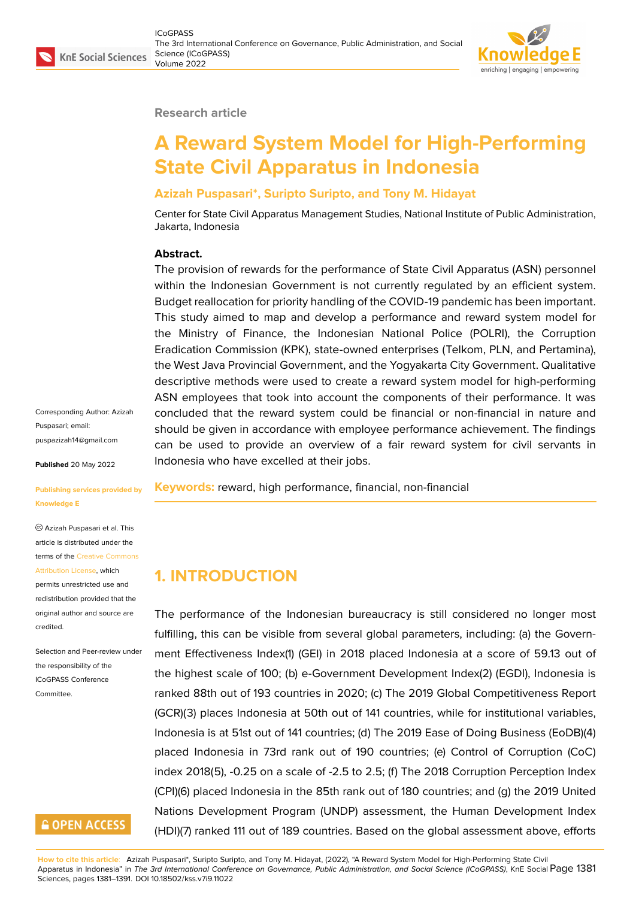Research article

# A Reward System Model for High-Performing State Civil Apparatus in Indonesia

**Azizah Puspasari\*, Suripto Suripto, and Tony M. Hidayat**

Center for State Civil Apparatus Management Studies, National Institute of Public Administration, Jakarta, Indonesia

Corresponding Author: Azizah Puspasari; email: puspazizah14@gmail.com

**Published** 20 May 2022

**Publishing services provided by Knowledge E**

© Azizah Puspasari et al. This article is distributed under the terms of the Creative Commons Attribution License, which permits unrestricted use and redistribution provided that the original author and source are credited.

Selection and Peer-review under the responsibility of the ICoGPASS Conference Committee.

**Abstract.**

The provision of rewards for the performance of State Civil Apparatus (ASN) personnel within the Indonesian Government is not currently regulated by an efficient system. Budget reallocation for priority handling of the COVID-19 pandemic has been important. This study aimed to map and develop a performance and reward system model for the Ministry of Finance, the Indonesian National Police (POLRI), the Corruption Eradication Commission (KPK), state-owned enterprises (Telkom, PLN, and Pertamina), the West Java Provincial Government, and the Yogyakarta City Government. Qualitative descriptive methods were used to create a reward system model for high-performing ASN employees that took into account the components of their performance. It was concluded that the reward system could be financial or non-financial in nature and should be given in accordance with employee performance achievement. The findings can be used to provide an overview of a fair reward system for civil servants in Indonesia who have excelled at their jobs.

**Keywords:** reward, high performance, financial, non-financial

## 1. INTRODUCTION

The performance of the Indonesian bureaucracy is still considered no longer most fulfilling, this can be visible from several global parameters, including: (a) the Government Effectiveness Index(1) (GEI) in 2018 placed Indonesia at a score of 59.13 out of the highest scale of 100; (b) e-Government Development Index(2) (EGDI), Indonesia is ranked 88th out of 193 countries in 2020; (c) The 2019 Global Competitiveness Report (GCR)(3) places Indonesia at 50th out of 141 countries, while for institutional variables, Indonesia is at 51st out of 141 countries; (d) The 2019 Ease of Doing Business (EoDB)(4) placed Indonesia in 73rd rank out of 190 countries; (e) Control of Corruption (CoC) index 2018(5), -0.25 on a scale of -2.5 to 2.5; (f) The 2018 Corruption Perception Index (CPI)(6) placed Indonesia in the 85th rank out of 180 countries; and (g) the 2019 United Nations Development Program (UNDP) assessment, the Human Development Index (HDI)(7) ranked 111 out of 189 countries. Based on the global assessment above, efforts

**How to cite this article**: Azizah Puspasari\*, Suripto Suripto, and Tony M. Hidayat, (2022), "A Reward System Model for High-Performing State Civil Apparatus in Indonesia" in *The 3rd International Conference on Governance, Public Administration, and Social Science (ICoGPASS)*, KnE Social Sciences, pages 1381–1391. DOI 10.18502/kss.v7i9.11022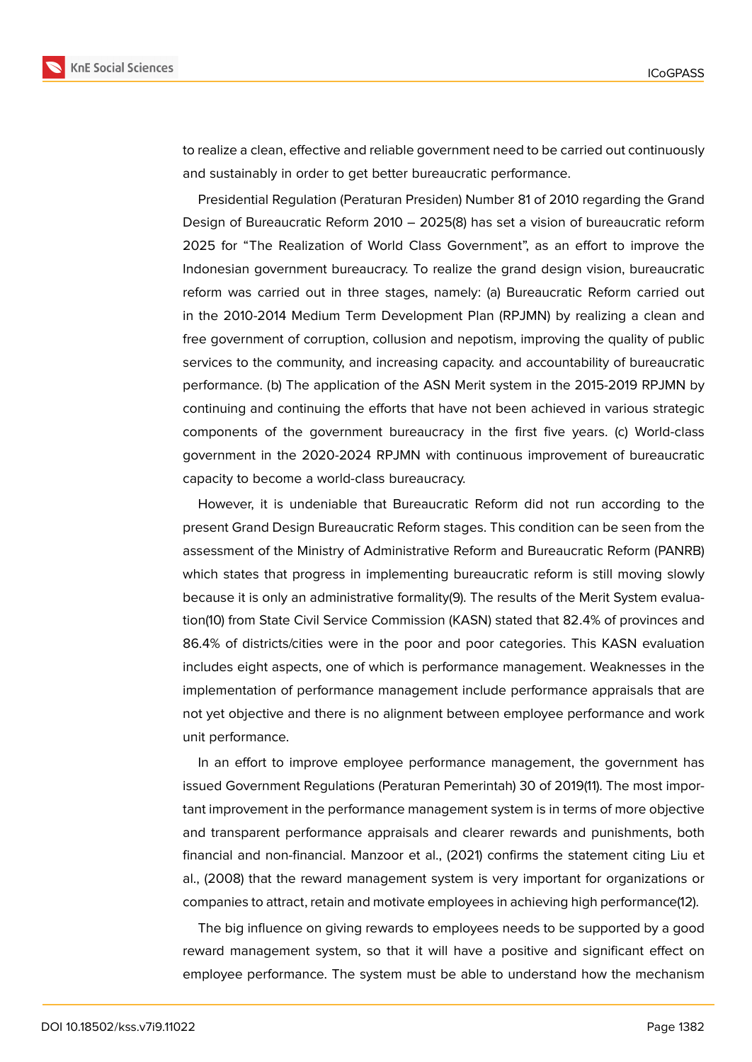to realize a clean, effective and reliable government need to be carried out continuously and sustainably in order to get better bureaucratic performance.

Presidential Regulation (Peraturan Presiden) Number 81 of 2010 regarding the Grand Design of Bureaucratic Reform 2010 – 2025(8) has set a vision of bureaucratic reform 2025 for "The Realization of World Class Government", as an effort to improve the Indonesian government bureaucracy. To realize the grand design vision, bureaucratic reform was carried out in three stages, namely: (a) Bureaucratic Reform carried out in the 2010-2014 Medium Term Development Plan (RPJMN) by realizing a clean and free government of corruption, collusion and nepotism, improving the quality of public services to the community, and increasing capacity. and accountability of bureaucratic performance. (b) The application of the ASN Merit system in the 2015-2019 RPJMN by continuing and continuing the efforts that have not been achieved in various strategic components of the government bureaucracy in the first five years. (c) World-class government in the 2020-2024 RPJMN with continuous improvement of bureaucratic capacity to become a world-class bureaucracy.

However, it is undeniable that Bureaucratic Reform did not run according to the present Grand Design Bureaucratic Reform stages. This condition can be seen from the assessment of the Ministry of Administrative Reform and Bureaucratic Reform (PANRB) which states that progress in implementing bureaucratic reform is still moving slowly because it is only an administrative formality(9). The results of the Merit System evaluation(10) from State Civil Service Commission (KASN) stated that 82.4% of provinces and 86.4% of districts/cities were in the poor and poor categories. This KASN evaluation includes eight aspects, one of which is performance management. Weaknesses in the implementation of performance management include performance appraisals that are not yet objective and there is no alignment between employee performance and work unit performance.

In an effort to improve employee performance management, the government has issued Government Regulations (Peraturan Pemerintah) 30 of 2019(11). The most important improvement in the performance management system is in terms of more objective and transparent performance appraisals and clearer rewards and punishments, both financial and non-financial. Manzoor et al., (2021) confirms the statement citing Liu et al., (2008) that the reward management system is very important for organizations or companies to attract, retain and motivate employees in achieving high performance(12).

The big influence on giving rewards to employees needs to be supported by a good reward management system, so that it will have a positive and significant effect on employee performance. The system must be able to understand how the mechanism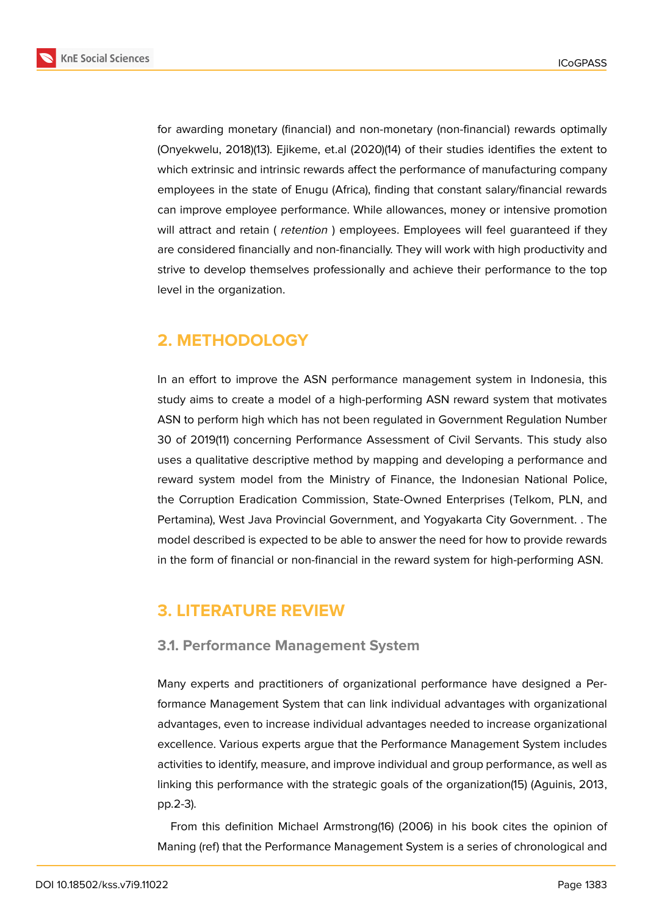for awarding monetary (financial) and non-monetary (non-financial) rewards optimally (Onyekwelu, 2018)(13). Ejikeme, et.al (2020)(14) of their studies identifies the extent to which extrinsic and intrinsic rewards affect the performance of manufacturing company employees in the state of Enugu (Africa), finding that constant salary/financial rewards can improve employee performance. While allowances, money or intensive promotion will attract and retain ( *retention* ) employees. Employees will feel guaranteed if they are considered financially and non-financially. They will work with high productivity and strive to develop themselves professionally and achieve their performance to the top level in the organization.

## 2. METHODOLOGY

In an effort to improve the ASN performance management system in Indonesia, this study aims to create a model of a high-performing ASN reward system that motivates ASN to perform high which has not been regulated in Government Regulation Number 30 of 2019(11) concerning Performance Assessment of Civil Servants. This study also uses a qualitative descriptive method by mapping and developing a performance and reward system model from the Ministry of Finance, the Indonesian National Police, the Corruption Eradication Commission, State-Owned Enterprises (Telkom, PLN, and Pertamina), West Java Provincial Government, and Yogyakarta City Government. . The model described is expected to be able to answer the need for how to provide rewards in the form of financial or non-financial in the reward system for high-performing ASN.

## 3. LITERATURE REVIEW

### 3.1. Performance Management System

Many experts and practitioners of organizational performance have designed a Performance Management System that can link individual advantages with organizational advantages, even to increase individual advantages needed to increase organizational excellence. Various experts argue that the Performance Management System includes activities to identify, measure, and improve individual and group performance, as well as linking this performance with the strategic goals of the organization(15) (Aguinis, 2013, pp.2-3).

From this definition Michael Armstrong(16) (2006) in his book cites the opinion of Maning (ref) that the Performance Management System is a series of chronological and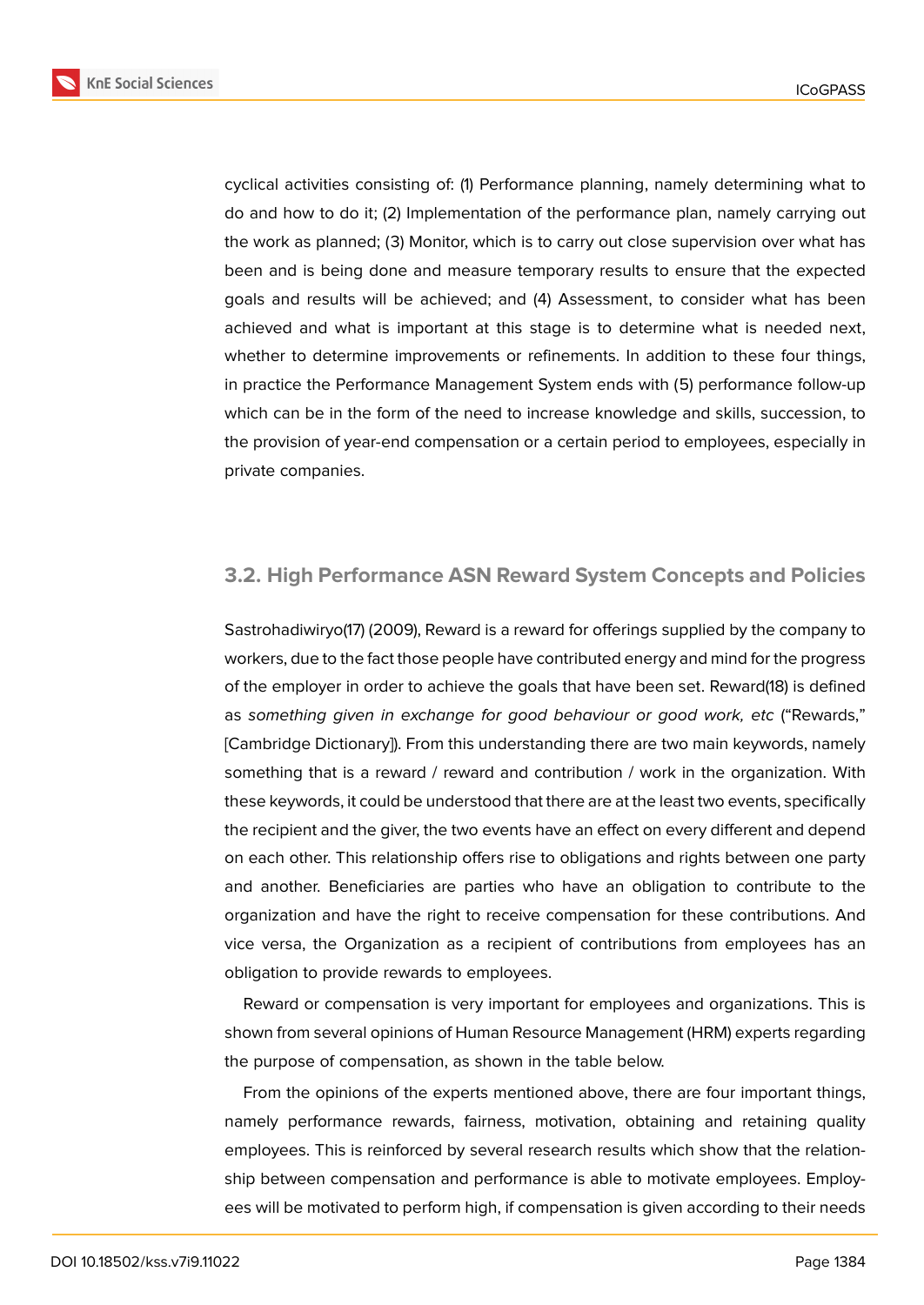cyclical activities consisting of: (1) Performance planning, namely determining what to do and how to do it; (2) Implementation of the performance plan, namely carrying out the work as planned; (3) Monitor, which is to carry out close supervision over what has been and is being done and measure temporary results to ensure that the expected goals and results will be achieved; and (4) Assessment, to consider what has been achieved and what is important at this stage is to determine what is needed next, whether to determine improvements or refinements. In addition to these four things, in practice the Performance Management System ends with (5) performance follow-up which can be in the form of the need to increase knowledge and skills, succession, to the provision of year-end compensation or a certain period to employees, especially in private companies.

### 3.2. High Performance ASN Reward System Concepts and Policies

Sastrohadiwiryo(17) (2009), Reward is a reward for offerings supplied by the company to workers, due to the fact those people have contributed energy and mind for the progress of the employer in order to achieve the goals that have been set. Reward(18) is defined as *something given in exchange for good behaviour or good work, etc* ("Rewards," [Cambridge Dictionary]). From this understanding there are two main keywords, namely something that is a reward / reward and contribution / work in the organization. With these keywords, it could be understood that there are at the least two events, specifically the recipient and the giver, the two events have an effect on every different and depend on each other. This relationship offers rise to obligations and rights between one party and another. Beneficiaries are parties who have an obligation to contribute to the organization and have the right to receive compensation for these contributions. And vice versa, the Organization as a recipient of contributions from employees has an obligation to provide rewards to employees.

Reward or compensation is very important for employees and organizations. This is shown from several opinions of Human Resource Management (HRM) experts regarding the purpose of compensation, as shown in the table below.

From the opinions of the experts mentioned above, there are four important things, namely performance rewards, fairness, motivation, obtaining and retaining quality employees. This is reinforced by several research results which show that the relationship between compensation and performance is able to motivate employees. Employees will be motivated to perform high, if compensation is given according to their needs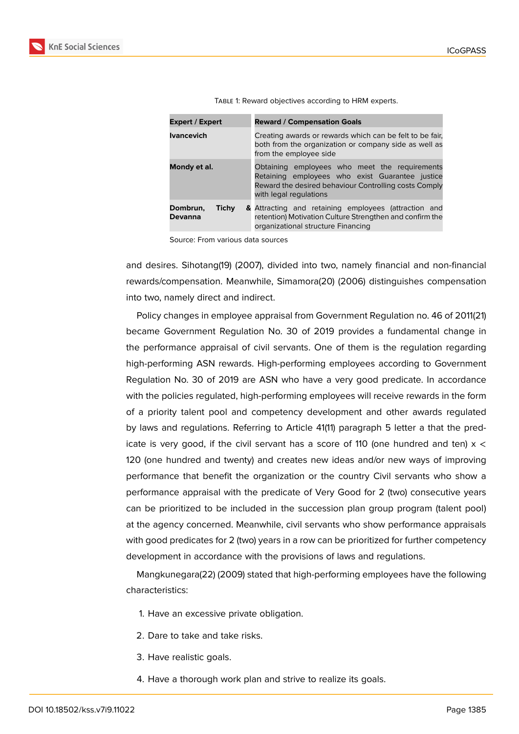Table 1: Reward objectives according to HRM experts.

| Expert / Expert | Reward / Compensation Goals |
|---|---|
| **Ivancevich** | Creating awards or rewards which can be felt to be fair, both from the organization or company side as well as from the employee side |
| **Mondy et al.** | Obtaining employees who meet the requirements Retaining employees who exist Guarantee justice Reward the desired behaviour Controlling costs Comply with legal regulations |
| **Dombrun, Tichy & Devanna** | Attracting and retaining employees (attraction and retention) Motivation Culture Strengthen and confirm the organizational structure Financing |

Source: From various data sources

and desires. Sihotang(19) (2007), divided into two, namely financial and non-financial rewards/compensation. Meanwhile, Simamora(20) (2006) distinguishes compensation into two, namely direct and indirect.

Policy changes in employee appraisal from Government Regulation no. 46 of 2011(21) became Government Regulation No. 30 of 2019 provides a fundamental change in the performance appraisal of civil servants. One of them is the regulation regarding high-performing ASN rewards. High-performing employees according to Government Regulation No. 30 of 2019 are ASN who have a very good predicate. In accordance with the policies regulated, high-performing employees will receive rewards in the form of a priority talent pool and competency development and other awards regulated by laws and regulations. Referring to Article 41(11) paragraph 5 letter a that the predicate is very good, if the civil servant has a score of 110 (one hundred and ten) $x <$ 120 (one hundred and twenty) and creates new ideas and/or new ways of improving performance that benefit the organization or the country Civil servants who show a performance appraisal with the predicate of Very Good for 2 (two) consecutive years can be prioritized to be included in the succession plan group program (talent pool) at the agency concerned. Meanwhile, civil servants who show performance appraisals with good predicates for 2 (two) years in a row can be prioritized for further competency development in accordance with the provisions of laws and regulations.

Mangkunegara(22) (2009) stated that high-performing employees have the following characteristics:

1. Have an excessive private obligation.
2. Dare to take and take risks.
3. Have realistic goals.
4. Have a thorough work plan and strive to realize its goals.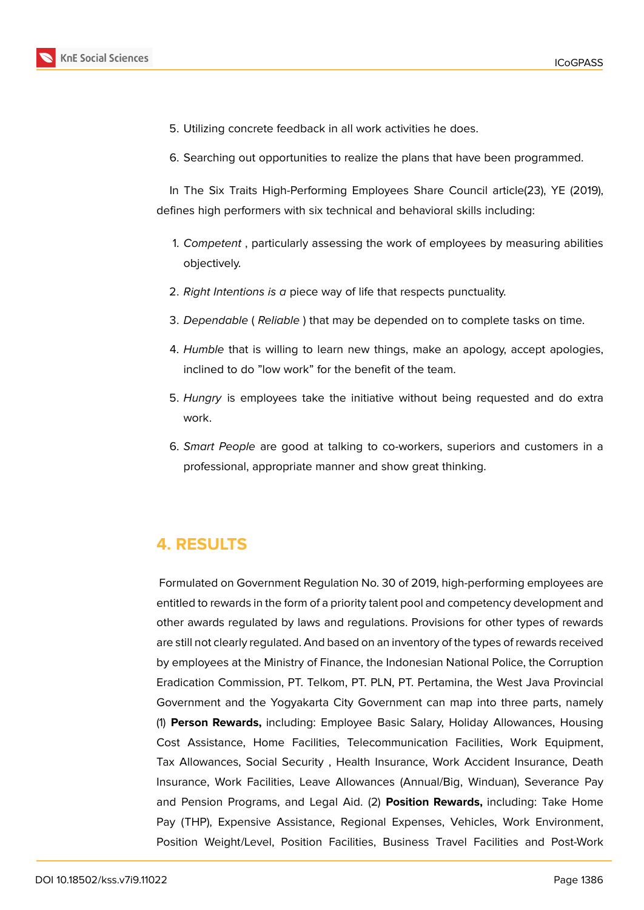5. Utilizing concrete feedback in all work activities he does.
6. Searching out opportunities to realize the plans that have been programmed.

In The Six Traits High-Performing Employees Share Council article(23), YE (2019), defines high performers with six technical and behavioral skills including:

1. *Competent* , particularly assessing the work of employees by measuring abilities objectively.
2. *Right Intentions is a* piece way of life that respects punctuality.
3. *Dependable* ( *Reliable* ) that may be depended on to complete tasks on time.
4. *Humble* that is willing to learn new things, make an apology, accept apologies, inclined to do "low work" for the benefit of the team.
5. *Hungry* is employees take the initiative without being requested and do extra work.
6. *Smart People* are good at talking to co-workers, superiors and customers in a professional, appropriate manner and show great thinking.

## 4. RESULTS

Formulated on Government Regulation No. 30 of 2019, high-performing employees are entitled to rewards in the form of a priority talent pool and competency development and other awards regulated by laws and regulations. Provisions for other types of rewards are still not clearly regulated. And based on an inventory of the types of rewards received by employees at the Ministry of Finance, the Indonesian National Police, the Corruption Eradication Commission, PT. Telkom, PT. PLN, PT. Pertamina, the West Java Provincial Government and the Yogyakarta City Government can map into three parts, namely (1) **Person Rewards,** including: Employee Basic Salary, Holiday Allowances, Housing Cost Assistance, Home Facilities, Telecommunication Facilities, Work Equipment, Tax Allowances, Social Security , Health Insurance, Work Accident Insurance, Death Insurance, Work Facilities, Leave Allowances (Annual/Big, Winduan), Severance Pay and Pension Programs, and Legal Aid. (2) **Position Rewards,** including: Take Home Pay (THP), Expensive Assistance, Regional Expenses, Vehicles, Work Environment, Position Weight/Level, Position Facilities, Business Travel Facilities and Post-Work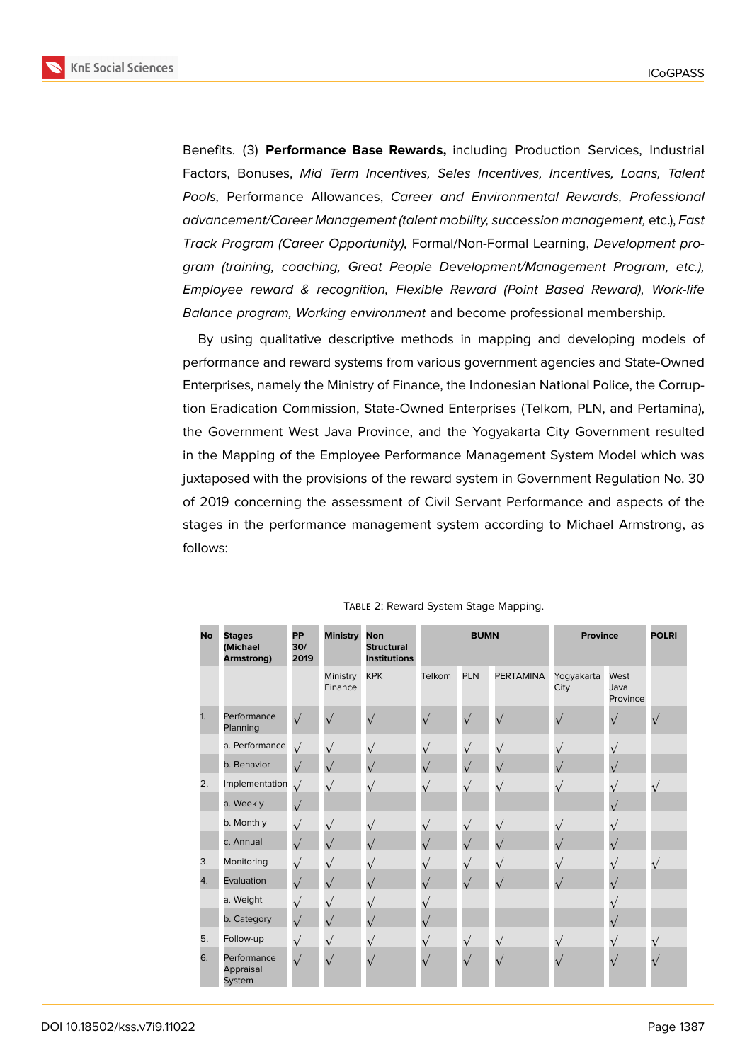Benefits. (3) **Performance Base Rewards,** including Production Services, Industrial Factors, Bonuses, *Mid Term Incentives, Seles Incentives, Incentives, Loans, Talent Pools,* Performance Allowances, *Career and Environmental Rewards, Professional advancement/Career Management (talent mobility, succession management,* etc.), *Fast Track Program (Career Opportunity),* Formal/Non-Formal Learning, *Development program (training, coaching, Great People Development/Management Program, etc.), Employee reward & recognition, Flexible Reward (Point Based Reward), Work-life Balance program, Working environment* and become professional membership.

By using qualitative descriptive methods in mapping and developing models of performance and reward systems from various government agencies and State-Owned Enterprises, namely the Ministry of Finance, the Indonesian National Police, the Corruption Eradication Commission, State-Owned Enterprises (Telkom, PLN, and Pertamina), the Government West Java Province, and the Yogyakarta City Government resulted in the Mapping of the Employee Performance Management System Model which was juxtaposed with the provisions of the reward system in Government Regulation No. 30 of 2019 concerning the assessment of Civil Servant Performance and aspects of the stages in the performance management system according to Michael Armstrong, as follows:

Table 2: Reward System Stage Mapping.

| No | Stages (Michael Armstrong) | PP 30/ 2019 | Ministry | Non Structural Institutions | BUMN | | | Province | | POLRI |
|---|---|---|---|---|---|---|---|---|---|---|
| | | | Ministry Finance | KPK | Telkom | PLN | PERTAMINA | Yogyakarta City | West Java Province | |
| 1. | Performance Planning | √ | √ | √ | √ | √ | √ | √ | √ | √ |
| | a. Performance | √ | √ | √ | √ | √ | √ | √ | √ | |
| | b. Behavior | √ | √ | √ | √ | √ | √ | √ | √ | |
| 2. | Implementation | √ | √ | √ | √ | √ | √ | √ | √ | √ |
| | a. Weekly | √ | | | | | | | √ | |
| | b. Monthly | √ | √ | √ | √ | √ | √ | √ | √ | |
| | c. Annual | √ | √ | √ | √ | √ | √ | √ | √ | |
| 3. | Monitoring | √ | √ | √ | √ | √ | √ | √ | √ | √ |
| 4. | Evaluation | √ | √ | √ | √ | √ | √ | √ | √ | |
| | a. Weight | √ | √ | √ | √ | | | | √ | |
| | b. Category | √ | √ | √ | √ | | | | √ | |
| 5. | Follow-up | √ | √ | √ | √ | √ | √ | √ | √ | √ |
| 6. | Performance Appraisal System | √ | √ | √ | √ | √ | √ | √ | √ | √ |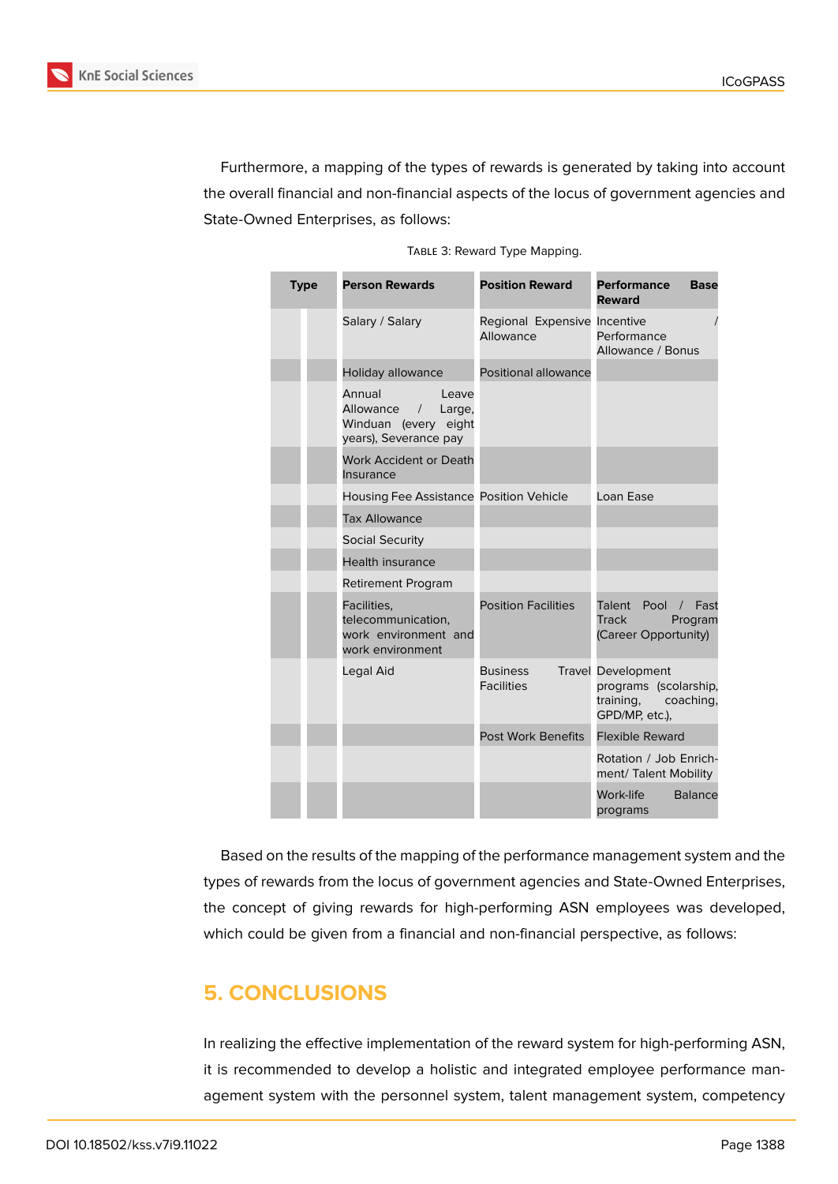Furthermore, a mapping of the types of rewards is generated by taking into account the overall financial and non-financial aspects of the locus of government agencies and State-Owned Enterprises, as follows:

Table 3: Reward Type Mapping.

| Type | | Person Rewards | Position Reward | Performance Base Reward |
|---|---|---|---|---|
| | | Salary / Salary | Regional Expensive Allowance | Incentive / Performance Allowance / Bonus |
| | | Holiday allowance | Positional allowance | |
| | | Annual Leave Allowance / Large, Winduan (every eight years), Severance pay | | |
| | | Work Accident or Death Insurance | | |
| | | Housing Fee Assistance | Position Vehicle | Loan Ease |
| | | Tax Allowance | | |
| | | Social Security | | |
| | | Health insurance | | |
| | | Retirement Program | | |
| | | Facilities, telecommunication, work environment and work environment | Position Facilities | Talent Pool / Fast Track Program (Career Opportunity) |
| | | Legal Aid | Business Travel Facilities | Development programs (scolarship, training, coaching, GPD/MP, etc.), |
| | | | Post Work Benefits | Flexible Reward |
| | | | | Rotation / Job Enrichment/ Talent Mobility |
| | | | | Work-life Balance programs |

Based on the results of the mapping of the performance management system and the types of rewards from the locus of government agencies and State-Owned Enterprises, the concept of giving rewards for high-performing ASN employees was developed, which could be given from a financial and non-financial perspective, as follows:

## 5. CONCLUSIONS

In realizing the effective implementation of the reward system for high-performing ASN, it is recommended to develop a holistic and integrated employee performance management system with the personnel system, talent management system, competency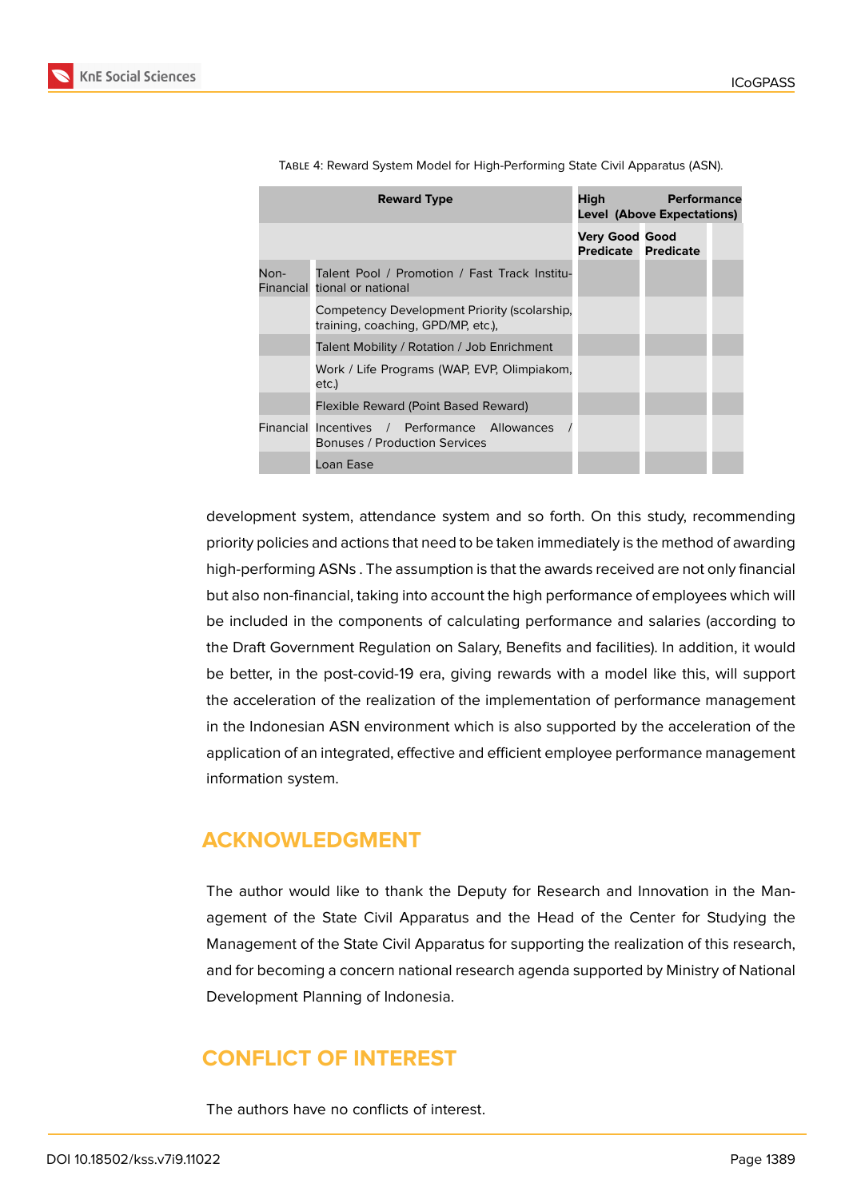Table 4: Reward System Model for High-Performing State Civil Apparatus (ASN).

| Reward Type | | High Performance Level (Above Expectations) | | |
|---|---|---|---|---|
| | | Very Good Predicate | Good Predicate | |
| Non-Financial | Talent Pool / Promotion / Fast Track Institutional or national | | | |
| | Competency Development Priority (scolarship, training, coaching, GPD/MP, etc.), | | | |
| | Talent Mobility / Rotation / Job Enrichment | | | |
| | Work / Life Programs (WAP, EVP, Olimpiakom, etc.) | | | |
| | Flexible Reward (Point Based Reward) | | | |
| Financial | Incentives / Performance Allowances / Bonuses / Production Services | | | |
| | Loan Ease | | | |

development system, attendance system and so forth. On this study, recommending priority policies and actions that need to be taken immediately is the method of awarding high-performing ASNs . The assumption is that the awards received are not only financial but also non-financial, taking into account the high performance of employees which will be included in the components of calculating performance and salaries (according to the Draft Government Regulation on Salary, Benefits and facilities). In addition, it would be better, in the post-covid-19 era, giving rewards with a model like this, will support the acceleration of the realization of the implementation of performance management in the Indonesian ASN environment which is also supported by the acceleration of the application of an integrated, effective and efficient employee performance management information system.

## ACKNOWLEDGMENT

The author would like to thank the Deputy for Research and Innovation in the Management of the State Civil Apparatus and the Head of the Center for Studying the Management of the State Civil Apparatus for supporting the realization of this research, and for becoming a concern national research agenda supported by Ministry of National Development Planning of Indonesia.

## CONFLICT OF INTEREST

The authors have no conflicts of interest.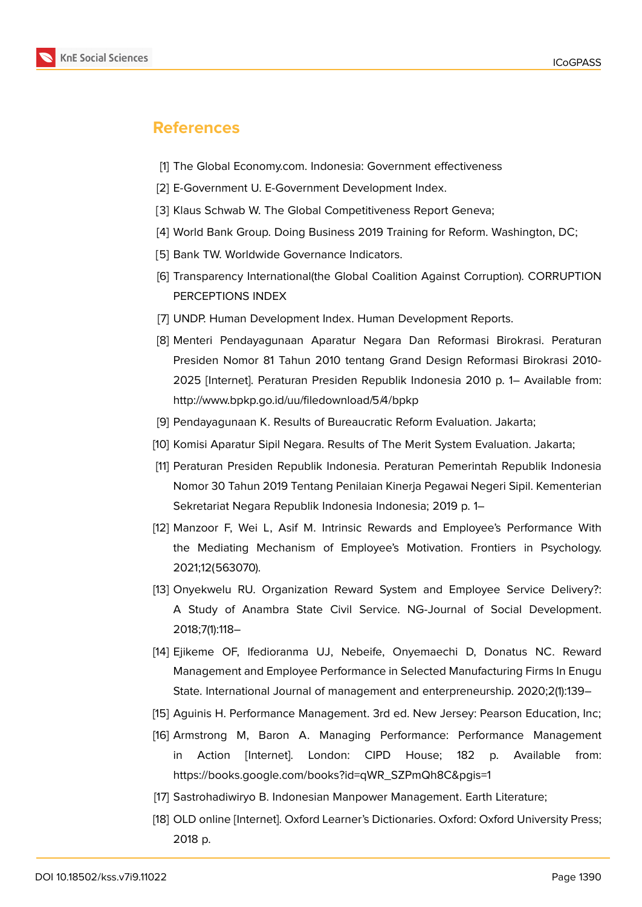## References

[1] The Global Economy.com. Indonesia: Government effectiveness

[2] E-Government U. E-Government Development Index.

[3] Klaus Schwab W. The Global Competitiveness Report Geneva;

[4] World Bank Group. Doing Business 2019 Training for Reform. Washington, DC;

[5] Bank TW. Worldwide Governance Indicators.

[6] Transparency International(the Global Coalition Against Corruption). CORRUPTION PERCEPTIONS INDEX

[7] UNDP. Human Development Index. Human Development Reports.

[8] Menteri Pendayagunaan Aparatur Negara Dan Reformasi Birokrasi. Peraturan Presiden Nomor 81 Tahun 2010 tentang Grand Design Reformasi Birokrasi 2010-2025 [Internet]. Peraturan Presiden Republik Indonesia 2010 p. 1– Available from: http://www.bpkp.go.id/uu/filedownload/5/4/bpkp

[9] Pendayagunaan K. Results of Bureaucratic Reform Evaluation. Jakarta;

[10] Komisi Aparatur Sipil Negara. Results of The Merit System Evaluation. Jakarta;

[11] Peraturan Presiden Republik Indonesia. Peraturan Pemerintah Republik Indonesia Nomor 30 Tahun 2019 Tentang Penilaian Kinerja Pegawai Negeri Sipil. Kementerian Sekretariat Negara Republik Indonesia Indonesia; 2019 p. 1–

[12] Manzoor F, Wei L, Asif M. Intrinsic Rewards and Employee's Performance With the Mediating Mechanism of Employee's Motivation. Frontiers in Psychology. 2021;12(563070).

[13] Onyekwelu RU. Organization Reward System and Employee Service Delivery?: A Study of Anambra State Civil Service. NG-Journal of Social Development. 2018;7(1):118–

[14] Ejikeme OF, Ifedioranma UJ, Nebeife, Onyemaechi D, Donatus NC. Reward Management and Employee Performance in Selected Manufacturing Firms In Enugu State. International Journal of management and enterpreneurship. 2020;2(1):139–

[15] Aguinis H. Performance Management. 3rd ed. New Jersey: Pearson Education, Inc;

[16] Armstrong M, Baron A. Managing Performance: Performance Management in Action [Internet]. London: CIPD House; 182 p. Available from: https://books.google.com/books?id=qWR_SZPmQh8C&pgis=1

[17] Sastrohadiwiryo B. Indonesian Manpower Management. Earth Literature;

[18] OLD online [Internet]. Oxford Learner's Dictionaries. Oxford: Oxford University Press; 2018 p.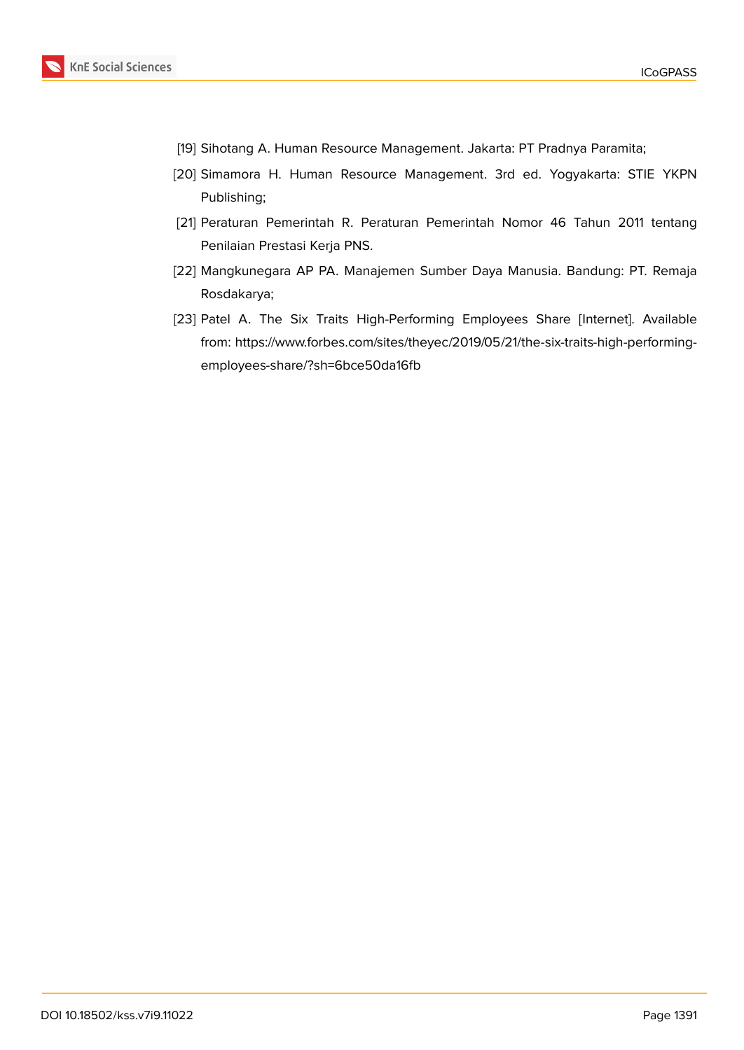[19] Sihotang A. Human Resource Management. Jakarta: PT Pradnya Paramita;

[20] Simamora H. Human Resource Management. 3rd ed. Yogyakarta: STIE YKPN Publishing;

[21] Peraturan Pemerintah R. Peraturan Pemerintah Nomor 46 Tahun 2011 tentang Penilaian Prestasi Kerja PNS.

[22] Mangkunegara AP PA. Manajemen Sumber Daya Manusia. Bandung: PT. Remaja Rosdakarya;

[23] Patel A. The Six Traits High-Performing Employees Share [Internet]. Available from: https://www.forbes.com/sites/theyec/2019/05/21/the-six-traits-high-performing-employees-share/?sh=6bce50da16fb